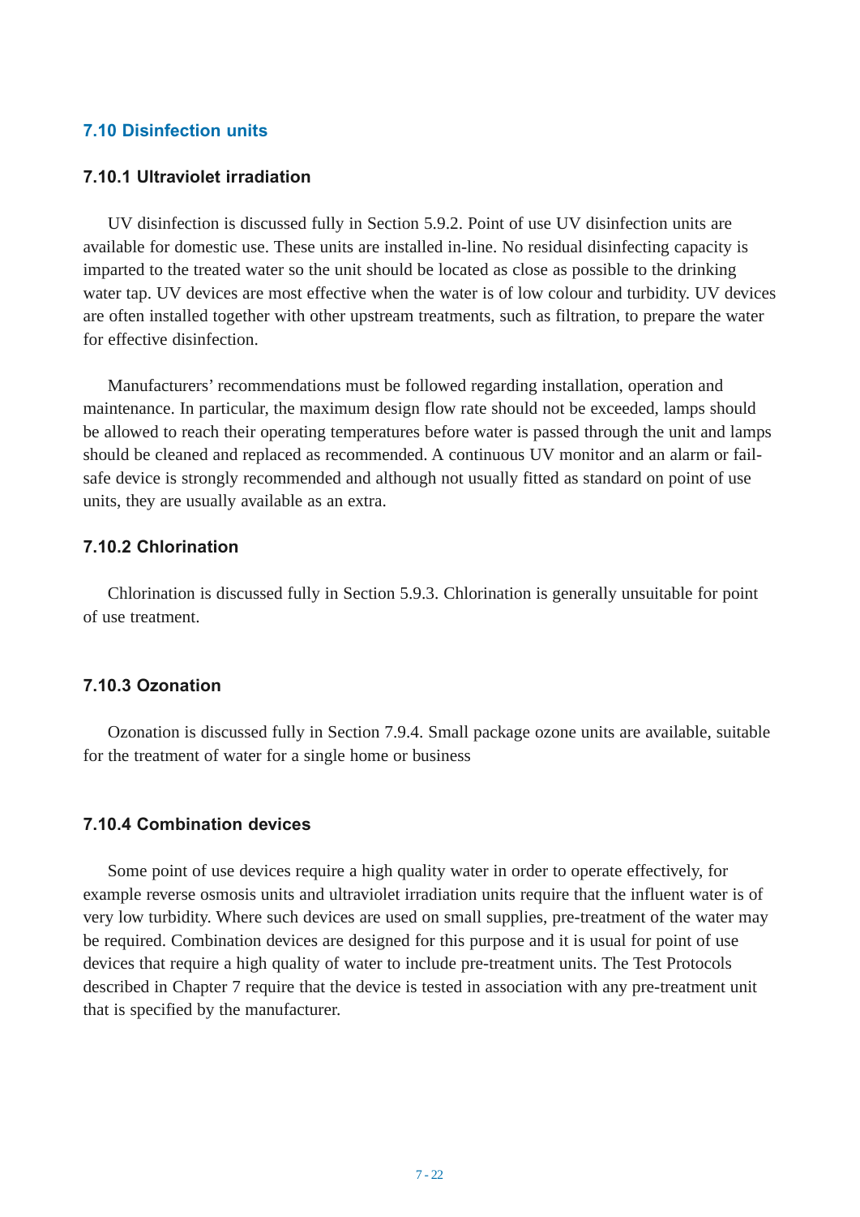## 7.10 Disinfection units

### 7.10.1 Ultraviolet irradiation

UV disinfection is discussed fully in Section 5.9.2. Point of use UV disinfection units are available for domestic use. These units are installed in-line. No residual disinfecting capacity is imparted to the treated water so the unit should be located as close as possible to the drinking water tap. UV devices are most effective when the water is of low colour and turbidity. UV devices are often installed together with other upstream treatments, such as filtration, to prepare the water for effective disinfection.

Manufacturers' recommendations must be followed regarding installation, operation and maintenance. In particular, the maximum design flow rate should not be exceeded, lamps should be allowed to reach their operating temperatures before water is passed through the unit and lamps should be cleaned and replaced as recommended. A continuous UV monitor and an alarm or fail-safe device is strongly recommended and although not usually fitted as standard on point of use units, they are usually available as an extra.

### 7.10.2 Chlorination

Chlorination is discussed fully in Section 5.9.3. Chlorination is generally unsuitable for point of use treatment.

### 7.10.3 Ozonation

Ozonation is discussed fully in Section 7.9.4. Small package ozone units are available, suitable for the treatment of water for a single home or business

### 7.10.4 Combination devices

Some point of use devices require a high quality water in order to operate effectively, for example reverse osmosis units and ultraviolet irradiation units require that the influent water is of very low turbidity. Where such devices are used on small supplies, pre-treatment of the water may be required. Combination devices are designed for this purpose and it is usual for point of use devices that require a high quality of water to include pre-treatment units. The Test Protocols described in Chapter 7 require that the device is tested in association with any pre-treatment unit that is specified by the manufacturer.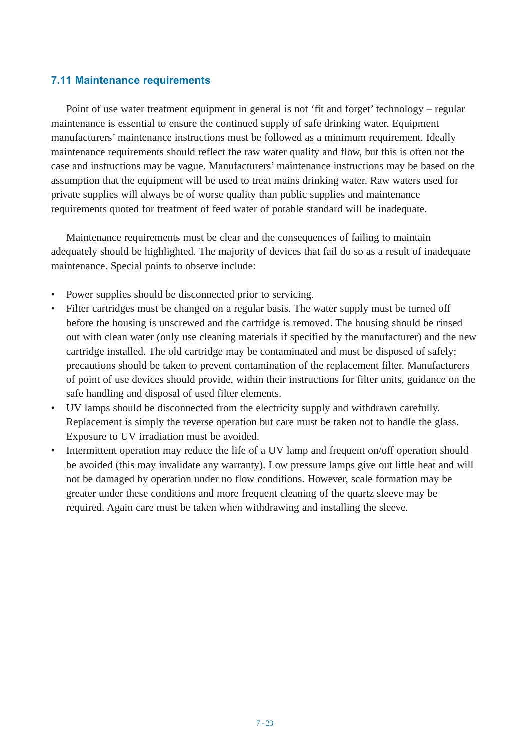### 7.11 Maintenance requirements

Point of use water treatment equipment in general is not 'fit and forget' technology – regular maintenance is essential to ensure the continued supply of safe drinking water. Equipment manufacturers' maintenance instructions must be followed as a minimum requirement. Ideally maintenance requirements should reflect the raw water quality and flow, but this is often not the case and instructions may be vague. Manufacturers' maintenance instructions may be based on the assumption that the equipment will be used to treat mains drinking water. Raw waters used for private supplies will always be of worse quality than public supplies and maintenance requirements quoted for treatment of feed water of potable standard will be inadequate.

Maintenance requirements must be clear and the consequences of failing to maintain adequately should be highlighted. The majority of devices that fail do so as a result of inadequate maintenance. Special points to observe include:

- Power supplies should be disconnected prior to servicing.
- Filter cartridges must be changed on a regular basis. The water supply must be turned off before the housing is unscrewed and the cartridge is removed. The housing should be rinsed out with clean water (only use cleaning materials if specified by the manufacturer) and the new cartridge installed. The old cartridge may be contaminated and must be disposed of safely; precautions should be taken to prevent contamination of the replacement filter. Manufacturers of point of use devices should provide, within their instructions for filter units, guidance on the safe handling and disposal of used filter elements.
- UV lamps should be disconnected from the electricity supply and withdrawn carefully. Replacement is simply the reverse operation but care must be taken not to handle the glass. Exposure to UV irradiation must be avoided.
- Intermittent operation may reduce the life of a UV lamp and frequent on/off operation should be avoided (this may invalidate any warranty). Low pressure lamps give out little heat and will not be damaged by operation under no flow conditions. However, scale formation may be greater under these conditions and more frequent cleaning of the quartz sleeve may be required. Again care must be taken when withdrawing and installing the sleeve.